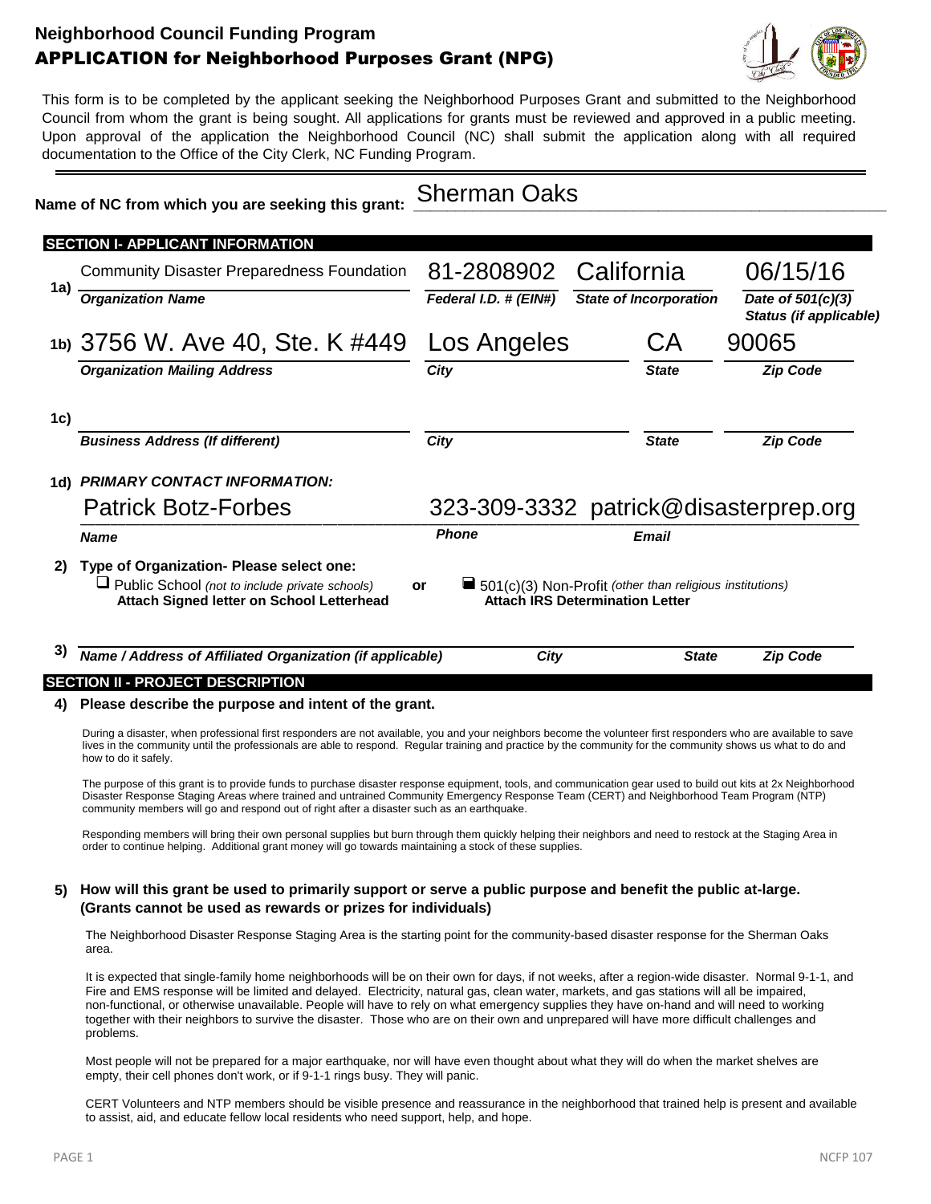# Neighborhood Council Funding Program

## APPLICATION for Neighborhood Purposes Grant (NPG)

This form is to be completed by the applicant seeking the Neighborhood Purposes Grant and submitted to the Neighborhood Council from whom the grant is being sought. All applications for grants must be reviewed and approved in a public meeting. Upon approval of the application the Neighborhood Council (NC) shall submit the application along with all required documentation to the Office of the City Clerk, NC Funding Program.

**Name of NC from which you are seeking this grant:** Sherman Oaks

### SECTION I- APPLICANT INFORMATION

**1a)**

| Community Disaster Preparedness Foundation | 81-2808902 | California | 06/15/16 |
|---|---|---|---|
| ***Organization Name*** | ***Federal I.D. # (EIN#)*** | ***State of Incorporation*** | ***Date of 501(c)(3) Status (if applicable)*** |

**1b)**

| 3756 W. Ave 40, Ste. K #449 | Los Angeles | CA | 90065 |
|---|---|---|---|
| ***Organization Mailing Address*** | ***City*** | ***State*** | ***Zip Code*** |

**1c)**

| | | | |
|---|---|---|---|
| ***Business Address (If different)*** | ***City*** | ***State*** | ***Zip Code*** |

**1d)** ***PRIMARY CONTACT INFORMATION:***

| Patrick Botz-Forbes | 323-309-3332 | patrick@disasterprep.org |
|---|---|---|
| ***Name*** | ***Phone*** | ***Email*** |

**2) Type of Organization- Please select one:**

- ☐ Public School *(not to include private schools)* **Attach Signed letter on School Letterhead**

**or**

- ■ 501(c)(3) Non-Profit *(other than religious institutions)* **Attach IRS Determination Letter**

**3)**

| ***Name / Address of Affiliated Organization (if applicable)*** | ***City*** | ***State*** | ***Zip Code*** |
|---|---|---|---|

### SECTION II - PROJECT DESCRIPTION

**4) Please describe the purpose and intent of the grant.**

During a disaster, when professional first responders are not available, you and your neighbors become the volunteer first responders who are available to save lives in the community until the professionals are able to respond. Regular training and practice by the community for the community shows us what to do and how to do it safely.

The purpose of this grant is to provide funds to purchase disaster response equipment, tools, and communication gear used to build out kits at 2x Neighborhood Disaster Response Staging Areas where trained and untrained Community Emergency Response Team (CERT) and Neighborhood Team Program (NTP) community members will go and respond out of right after a disaster such as an earthquake.

Responding members will bring their own personal supplies but burn through them quickly helping their neighbors and need to restock at the Staging Area in order to continue helping. Additional grant money will go towards maintaining a stock of these supplies.

**5) How will this grant be used to primarily support or serve a public purpose and benefit the public at-large. (Grants cannot be used as rewards or prizes for individuals)**

The Neighborhood Disaster Response Staging Area is the starting point for the community-based disaster response for the Sherman Oaks area.

It is expected that single-family home neighborhoods will be on their own for days, if not weeks, after a region-wide disaster. Normal 9-1-1, and Fire and EMS response will be limited and delayed. Electricity, natural gas, clean water, markets, and gas stations will all be impaired, non-functional, or otherwise unavailable. People will have to rely on what emergency supplies they have on-hand and will need to working together with their neighbors to survive the disaster. Those who are on their own and unprepared will have more difficult challenges and problems.

Most people will not be prepared for a major earthquake, nor will have even thought about what they will do when the market shelves are empty, their cell phones don't work, or if 9-1-1 rings busy. They will panic.

CERT Volunteers and NTP members should be visible presence and reassurance in the neighborhood that trained help is present and available to assist, aid, and educate fellow local residents who need support, help, and hope.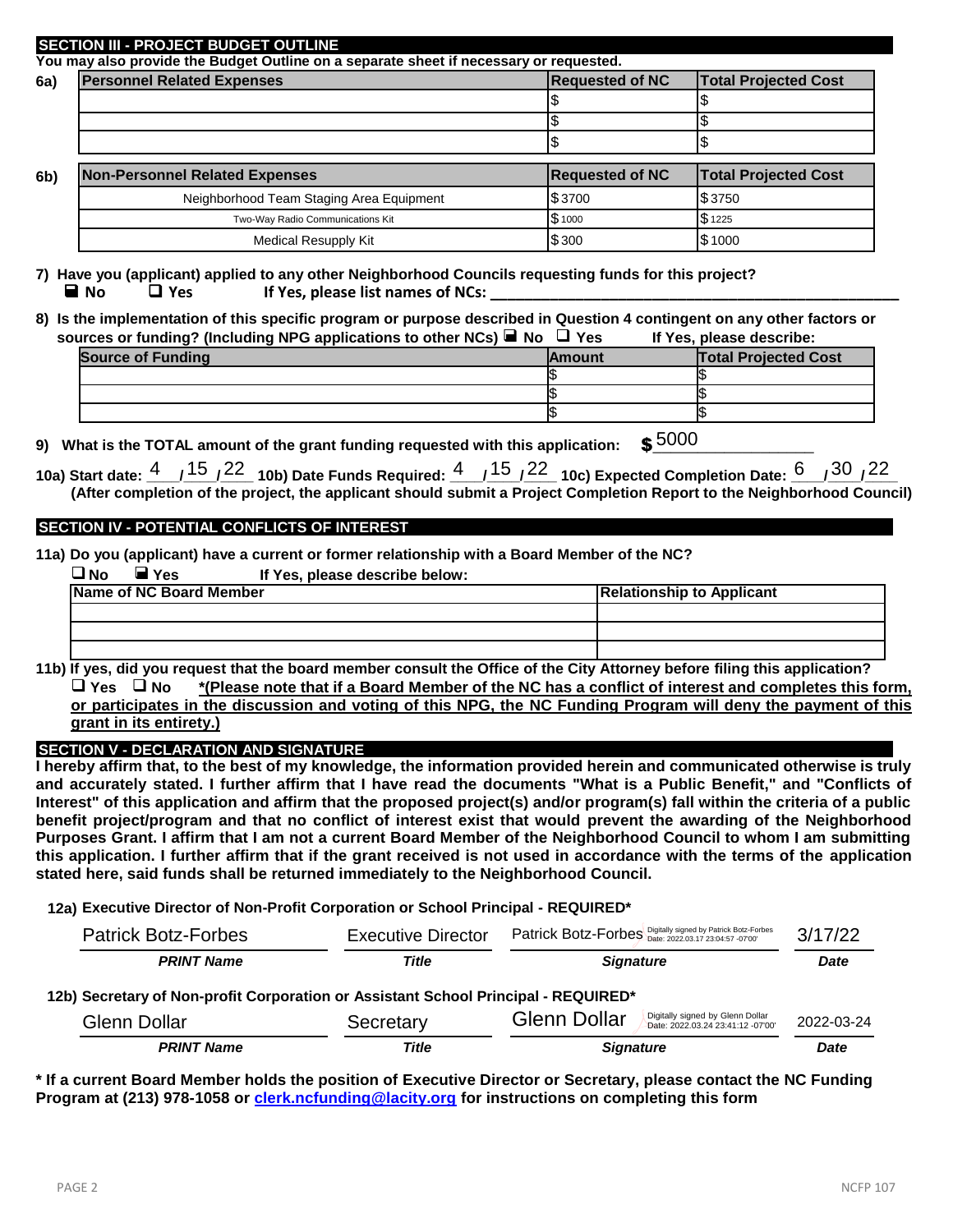## SECTION III - PROJECT BUDGET OUTLINE

**You may also provide the Budget Outline on a separate sheet if necessary or requested.**

**6a)**

| Personnel Related Expenses | Requested of NC | Total Projected Cost |
|---|---|---|
| | $ | $ |
| | $ | $ |
| | $ | $ |

**6b)**

| Non-Personnel Related Expenses | Requested of NC | Total Projected Cost |
|---|---|---|
| Neighborhood Team Staging Area Equipment | $3700 | $3750 |
| Two-Way Radio Communications Kit | $1000 | $1225 |
| Medical Resupply Kit | $300 | $1000 |

**7) Have you (applicant) applied to any other Neighborhood Councils requesting funds for this project?**

■ **No** ☐ **Yes** **If Yes, please list names of NCs:** ______________________

**8) Is the implementation of this specific program or purpose described in Question 4 contingent on any other factors or sources or funding? (Including NPG applications to other NCs)** ■ **No** ☐ **Yes** **If Yes, please describe:**

| Source of Funding | Amount | Total Projected Cost |
|---|---|---|
| | $ | $ |
| | $ | $ |
| | $ | $ |

**9) What is the TOTAL amount of the grant funding requested with this application:** **$** 5000

**10a) Start date:** 4 / 15 / 22 **10b) Date Funds Required:** 4 / 15 / 22 **10c) Expected Completion Date:** 6 / 30 / 22

**(After completion of the project, the applicant should submit a Project Completion Report to the Neighborhood Council)**

## SECTION IV - POTENTIAL CONFLICTS OF INTEREST

**11a) Do you (applicant) have a current or former relationship with a Board Member of the NC?**

☐ **No** ■ **Yes** **If Yes, please describe below:**

| Name of NC Board Member | Relationship to Applicant |
|---|---|
| | |
| | |
| | |

**11b) If yes, did you request that the board member consult the Office of the City Attorney before filing this application?**

☐ **Yes** ☐ **No** ***(Please note that if a Board Member of the NC has a conflict of interest and completes this form, or participates in the discussion and voting of this NPG, the NC Funding Program will deny the payment of this grant in its entirety.)***

## SECTION V - DECLARATION AND SIGNATURE

**I hereby affirm that, to the best of my knowledge, the information provided herein and communicated otherwise is truly and accurately stated. I further affirm that I have read the documents "What is a Public Benefit," and "Conflicts of Interest" of this application and affirm that the proposed project(s) and/or program(s) fall within the criteria of a public benefit project/program and that no conflict of interest exist that would prevent the awarding of the Neighborhood Purposes Grant. I affirm that I am not a current Board Member of the Neighborhood Council to whom I am submitting this application. I further affirm that if the grant received is not used in accordance with the terms of the application stated here, said funds shall be returned immediately to the Neighborhood Council.**

**12a) Executive Director of Non-Profit Corporation or School Principal - REQUIRED***

| Patrick Botz-Forbes | Executive Director | Patrick Botz-Forbes (Digitally signed by Patrick Botz-Forbes Date: 2022.03.17 23:04:57 -07'00') | 3/17/22 |
|---|---|---|---|
| ***PRINT Name*** | ***Title*** | ***Signature*** | ***Date*** |

**12b) Secretary of Non-profit Corporation or Assistant School Principal - REQUIRED***

| Glenn Dollar | Secretary | Glenn Dollar (Digitally signed by Glenn Dollar Date: 2022.03.24 23:41:12 -07'00') | 2022-03-24 |
|---|---|---|---|
| ***PRINT Name*** | ***Title*** | ***Signature*** | ***Date*** |

**\* If a current Board Member holds the position of Executive Director or Secretary, please contact the NC Funding Program at (213) 978-1058 or clerk.ncfunding@lacity.org for instructions on completing this form**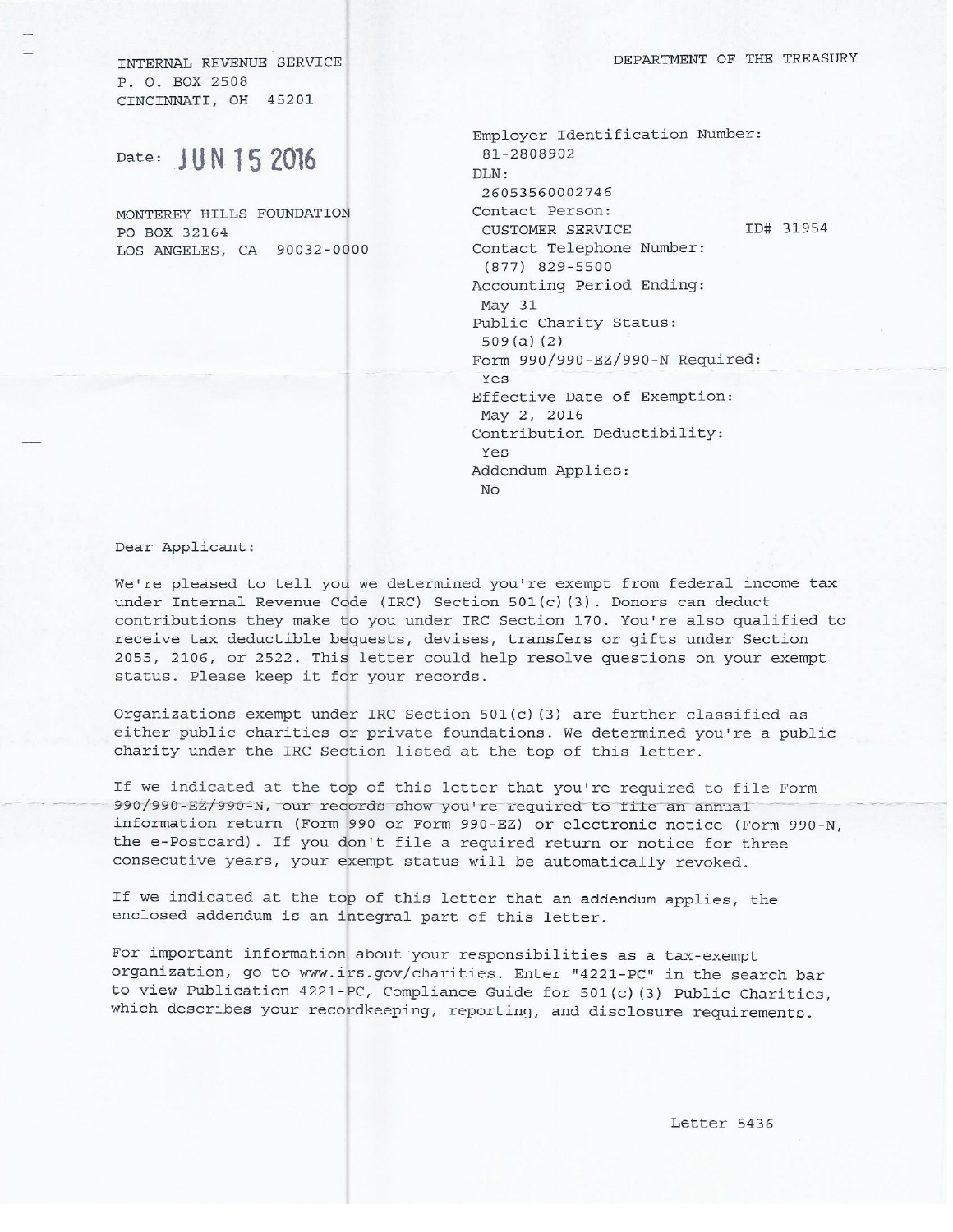INTERNAL REVENUE SERVICE
P. O. BOX 2508
CINCINNATI, OH 45201

DEPARTMENT OF THE TREASURY

Date: JUN 15 2016

MONTEREY HILLS FOUNDATION
PO BOX 32164
LOS ANGELES, CA 90032-0000

Employer Identification Number:
81-2808902
DLN:
26053560002746
Contact Person:
CUSTOMER SERVICE ID# 31954
Contact Telephone Number:
(877) 829-5500
Accounting Period Ending:
May 31
Public Charity Status:
509(a)(2)
Form 990/990-EZ/990-N Required:
Yes
Effective Date of Exemption:
May 2, 2016
Contribution Deductibility:
Yes
Addendum Applies:
No

Dear Applicant:

We're pleased to tell you we determined you're exempt from federal income tax under Internal Revenue Code (IRC) Section 501(c)(3). Donors can deduct contributions they make to you under IRC Section 170. You're also qualified to receive tax deductible bequests, devises, transfers or gifts under Section 2055, 2106, or 2522. This letter could help resolve questions on your exempt status. Please keep it for your records.

Organizations exempt under IRC Section 501(c)(3) are further classified as either public charities or private foundations. We determined you're a public charity under the IRC Section listed at the top of this letter.

If we indicated at the top of this letter that you're required to file Form 990/990-EZ/990-N, our records show you're required to file an annual information return (Form 990 or Form 990-EZ) or electronic notice (Form 990-N, the e-Postcard). If you don't file a required return or notice for three consecutive years, your exempt status will be automatically revoked.

If we indicated at the top of this letter that an addendum applies, the enclosed addendum is an integral part of this letter.

For important information about your responsibilities as a tax-exempt organization, go to www.irs.gov/charities. Enter "4221-PC" in the search bar to view Publication 4221-PC, Compliance Guide for 501(c)(3) Public Charities, which describes your recordkeeping, reporting, and disclosure requirements.

Letter 5436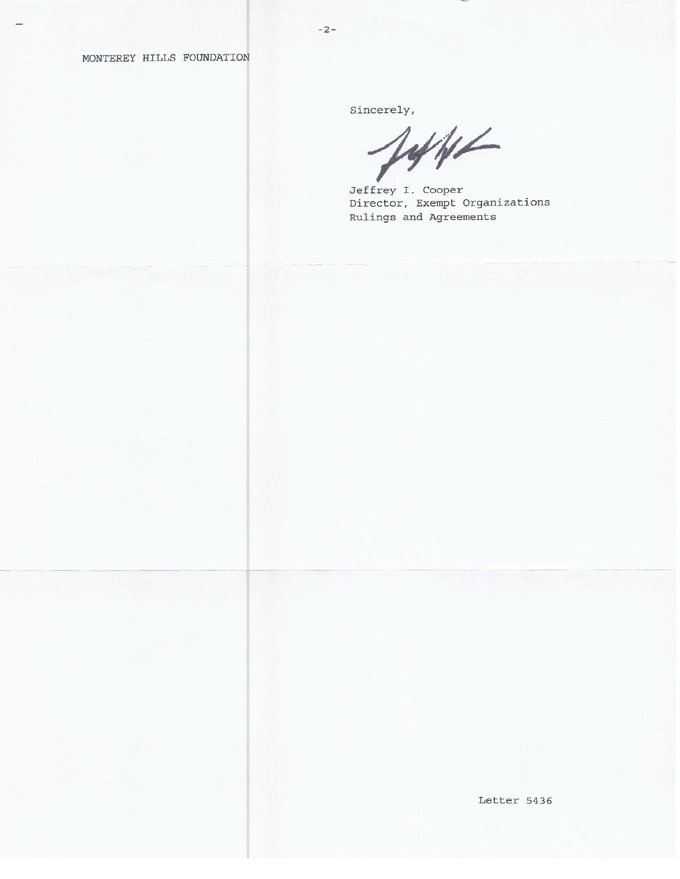MONTEREY HILLS FOUNDATION

Sincerely,

Jeffrey I. Cooper
Director, Exempt Organizations
Rulings and Agreements

Letter 5436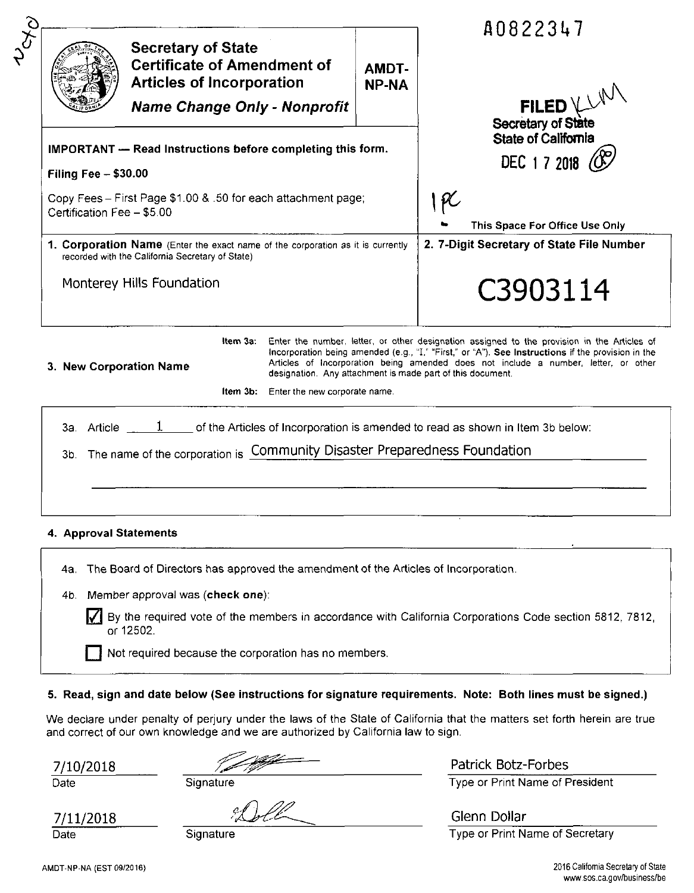A0822347

# Secretary of State
## Certificate of Amendment of Articles of Incorporation
### *Name Change Only - Nonprofit*

**AMDT-NP-NA**

**FILED**
**Secretary of State**
**State of California**
DEC 17 2018

**IMPORTANT — Read Instructions before completing this form.**

**Filing Fee – $30.00**

Copy Fees – First Page $1.00 & .50 for each attachment page; Certification Fee – $5.00

This Space For Office Use Only

| **1. Corporation Name** (Enter the exact name of the corporation as it is currently recorded with the California Secretary of State) | **2. 7-Digit Secretary of State File Number** |
|---|---|
| Monterey Hills Foundation | C3903114 |

**3. New Corporation Name**

Item 3a: Enter the number, letter, or other designation assigned to the provision in the Articles of Incorporation being amended (e.g., "I," "First," or "A"). **See Instructions** if the provision in the Articles of Incorporation being amended does not include a number, letter, or other designation. Any attachment is made part of this document.

Item 3b: Enter the new corporate name.

3a. Article 1 of the Articles of Incorporation is amended to read as shown in Item 3b below:

3b. The name of the corporation is Community Disaster Preparedness Foundation

**4. Approval Statements**

4a. The Board of Directors has approved the amendment of the Articles of Incorporation.

4b. Member approval was (**check one**):

- [x] By the required vote of the members in accordance with California Corporations Code section 5812, 7812, or 12502.
- [ ] Not required because the corporation has no members.

**5. Read, sign and date below (See instructions for signature requirements. Note: Both lines must be signed.)**

We declare under penalty of perjury under the laws of the State of California that the matters set forth herein are true and correct of our own knowledge and we are authorized by California law to sign.

| Date | Signature | Type or Print Name of President |
|---|---|---|
| 7/10/2018 | [signature] | Patrick Botz-Forbes |

| Date | Signature | Type or Print Name of Secretary |
|---|---|---|
| 7/11/2018 | [signature] | Glenn Dollar |

AMDT-NP-NA (EST 09/2016)

2016 California Secretary of State
www.sos.ca.gov/business/be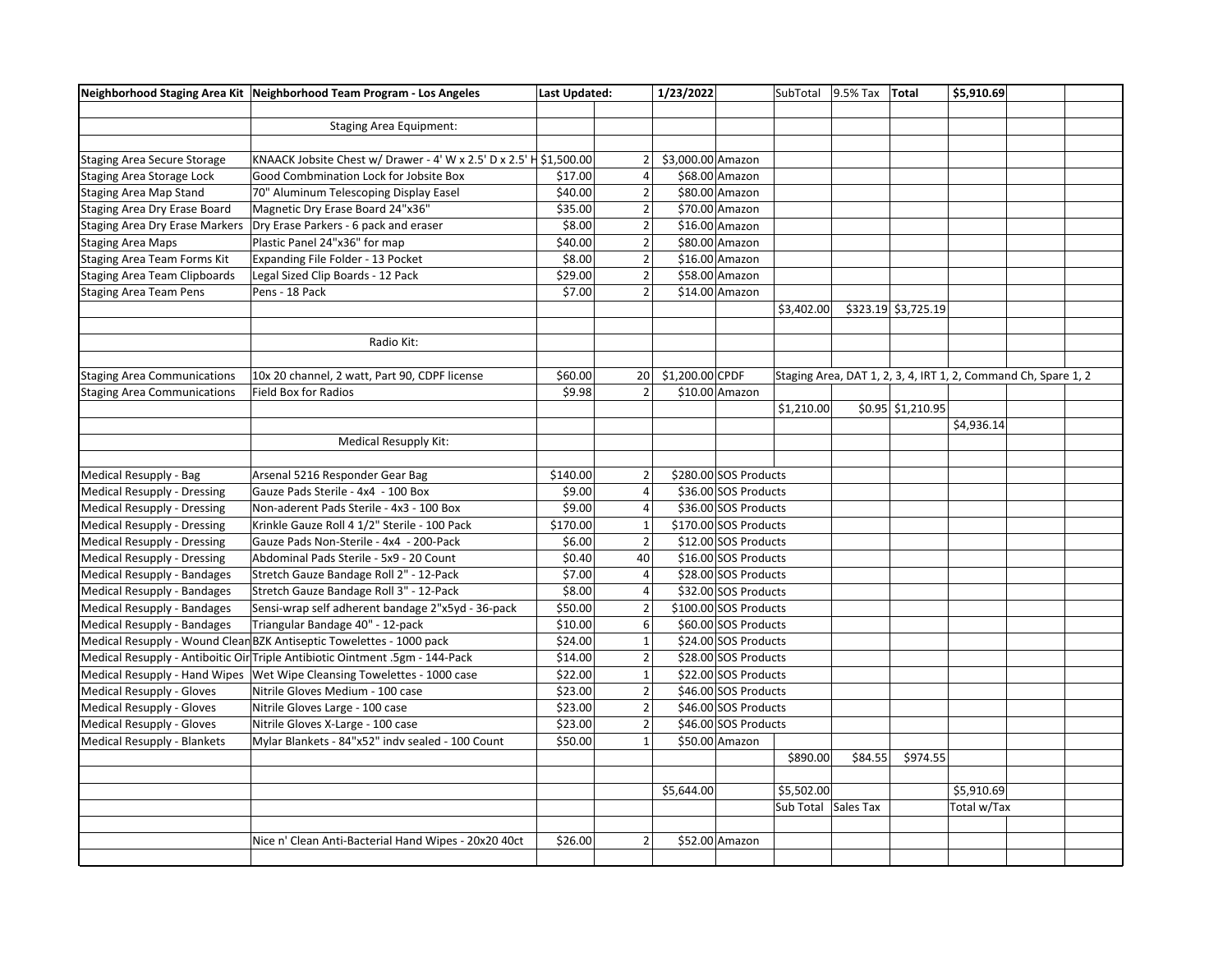| Neighborhood Staging Area Kit | Neighborhood Team Program - Los Angeles | Last Updated: | | 1/23/2022 | | SubTotal | 9.5% Tax | Total | $5,910.69 | | |
|---|---|---|---|---|---|---|---|---|---|---|---|
| | | | | | | | | | | | |
| | Staging Area Equipment: | | | | | | | | | | |
| | | | | | | | | | | | |
| Staging Area Secure Storage | KNAACK Jobsite Chest w/ Drawer - 4' W x 2.5' D x 2.5' H | $1,500.00 | 2 | $3,000.00 | Amazon | | | | | | |
| Staging Area Storage Lock | Good Combmination Lock for Jobsite Box | $17.00 | 4 | $68.00 | Amazon | | | | | | |
| Staging Area Map Stand | 70" Aluminum Telescoping Display Easel | $40.00 | 2 | $80.00 | Amazon | | | | | | |
| Staging Area Dry Erase Board | Magnetic Dry Erase Board 24"x36" | $35.00 | 2 | $70.00 | Amazon | | | | | | |
| Staging Area Dry Erase Markers | Dry Erase Parkers - 6 pack and eraser | $8.00 | 2 | $16.00 | Amazon | | | | | | |
| Staging Area Maps | Plastic Panel 24"x36" for map | $40.00 | 2 | $80.00 | Amazon | | | | | | |
| Staging Area Team Forms Kit | Expanding File Folder - 13 Pocket | $8.00 | 2 | $16.00 | Amazon | | | | | | |
| Staging Area Team Clipboards | Legal Sized Clip Boards - 12 Pack | $29.00 | 2 | $58.00 | Amazon | | | | | | |
| Staging Area Team Pens | Pens - 18 Pack | $7.00 | 2 | $14.00 | Amazon | | | | | | |
| | | | | | | $3,402.00 | $323.19 | $3,725.19 | | | |
| | | | | | | | | | | | |
| | Radio Kit: | | | | | | | | | | |
| | | | | | | | | | | | |
| Staging Area Communications | 10x 20 channel, 2 watt, Part 90, CDPF license | $60.00 | 20 | $1,200.00 | CPDF | Staging Area, DAT 1, 2, 3, 4, IRT 1, 2, Command Ch, Spare 1, 2 | | | | | |
| Staging Area Communications | Field Box for Radios | $9.98 | 2 | $10.00 | Amazon | | | | | | |
| | | | | | | $1,210.00 | $0.95 | $1,210.95 | | | |
| | | | | | | | | | $4,936.14 | | |
| | Medical Resupply Kit: | | | | | | | | | | |
| | | | | | | | | | | | |
| Medical Resupply - Bag | Arsenal 5216 Responder Gear Bag | $140.00 | 2 | $280.00 | SOS Products | | | | | | |
| Medical Resupply - Dressing | Gauze Pads Sterile - 4x4 - 100 Box | $9.00 | 4 | $36.00 | SOS Products | | | | | | |
| Medical Resupply - Dressing | Non-aderent Pads Sterile - 4x3 - 100 Box | $9.00 | 4 | $36.00 | SOS Products | | | | | | |
| Medical Resupply - Dressing | Krinkle Gauze Roll 4 1/2" Sterile - 100 Pack | $170.00 | 1 | $170.00 | SOS Products | | | | | | |
| Medical Resupply - Dressing | Gauze Pads Non-Sterile - 4x4 - 200-Pack | $6.00 | 2 | $12.00 | SOS Products | | | | | | |
| Medical Resupply - Dressing | Abdominal Pads Sterile - 5x9 - 20 Count | $0.40 | 40 | $16.00 | SOS Products | | | | | | |
| Medical Resupply - Bandages | Stretch Gauze Bandage Roll 2" - 12-Pack | $7.00 | 4 | $28.00 | SOS Products | | | | | | |
| Medical Resupply - Bandages | Stretch Gauze Bandage Roll 3" - 12-Pack | $8.00 | 4 | $32.00 | SOS Products | | | | | | |
| Medical Resupply - Bandages | Sensi-wrap self adherent bandage 2"x5yd - 36-pack | $50.00 | 2 | $100.00 | SOS Products | | | | | | |
| Medical Resupply - Bandages | Triangular Bandage 40" - 12-pack | $10.00 | 6 | $60.00 | SOS Products | | | | | | |
| Medical Resupply - Wound Clean | BZK Antiseptic Towelettes - 1000 pack | $24.00 | 1 | $24.00 | SOS Products | | | | | | |
| Medical Resupply - Antiboitic Oir | Triple Antibiotic Ointment .5gm - 144-Pack | $14.00 | 2 | $28.00 | SOS Products | | | | | | |
| Medical Resupply - Hand Wipes | Wet Wipe Cleansing Towelettes - 1000 case | $22.00 | 1 | $22.00 | SOS Products | | | | | | |
| Medical Resupply - Gloves | Nitrile Gloves Medium - 100 case | $23.00 | 2 | $46.00 | SOS Products | | | | | | |
| Medical Resupply - Gloves | Nitrile Gloves Large - 100 case | $23.00 | 2 | $46.00 | SOS Products | | | | | | |
| Medical Resupply - Gloves | Nitrile Gloves X-Large - 100 case | $23.00 | 2 | $46.00 | SOS Products | | | | | | |
| Medical Resupply - Blankets | Mylar Blankets - 84"x52" indv sealed - 100 Count | $50.00 | 1 | $50.00 | Amazon | | | | | | |
| | | | | | | $890.00 | $84.55 | $974.55 | | | |
| | | | | | | | | | | | |
| | | | | $5,644.00 | | $5,502.00 | | | $5,910.69 | | |
| | | | | | | Sub Total | Sales Tax | | Total w/Tax | | |
| | | | | | | | | | | | |
| | Nice n' Clean Anti-Bacterial Hand Wipes - 20x20 40ct | $26.00 | 2 | $52.00 | Amazon | | | | | | |
| | | | | | | | | | | | |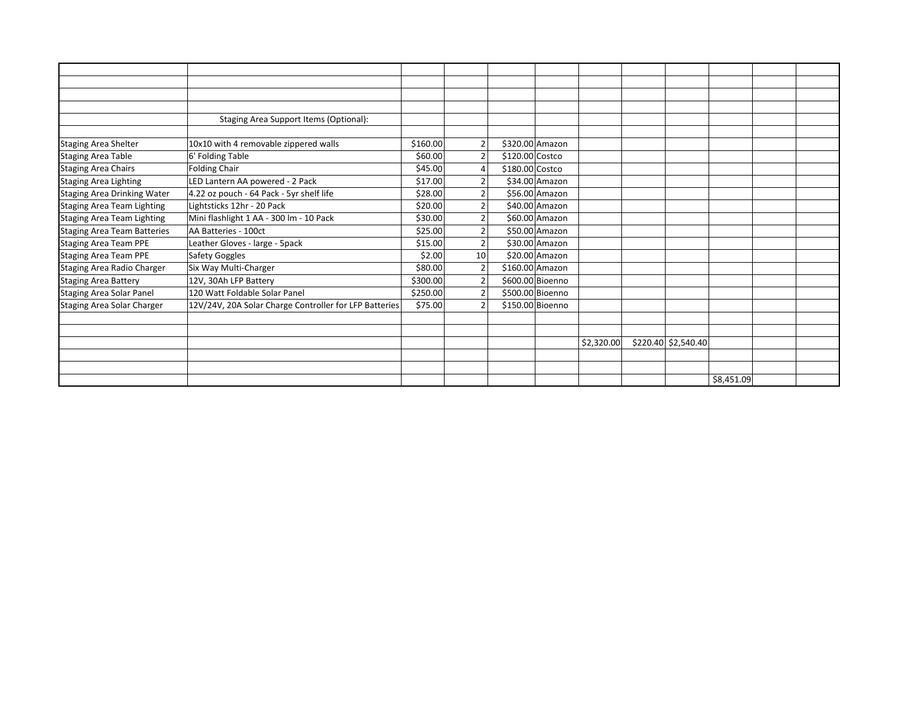| | | | | | | | | | | | |
|---|---|---|---|---|---|---|---|---|---|---|---|
| | Staging Area Support Items (Optional): | | | | | | | | | | |
| Staging Area Shelter | 10x10 with 4 removable zippered walls | $160.00 | 2 | $320.00 | Amazon | | | | | | |
| Staging Area Table | 6' Folding Table | $60.00 | 2 | $120.00 | Costco | | | | | | |
| Staging Area Chairs | Folding Chair | $45.00 | 4 | $180.00 | Costco | | | | | | |
| Staging Area Lighting | LED Lantern AA powered - 2 Pack | $17.00 | 2 | $34.00 | Amazon | | | | | | |
| Staging Area Drinking Water | 4.22 oz pouch - 64 Pack - 5yr shelf life | $28.00 | 2 | $56.00 | Amazon | | | | | | |
| Staging Area Team Lighting | Lightsticks 12hr - 20 Pack | $20.00 | 2 | $40.00 | Amazon | | | | | | |
| Staging Area Team Lighting | Mini flashlight 1 AA - 300 lm - 10 Pack | $30.00 | 2 | $60.00 | Amazon | | | | | | |
| Staging Area Team Batteries | AA Batteries - 100ct | $25.00 | 2 | $50.00 | Amazon | | | | | | |
| Staging Area Team PPE | Leather Gloves - large - 5pack | $15.00 | 2 | $30.00 | Amazon | | | | | | |
| Staging Area Team PPE | Safety Goggles | $2.00 | 10 | $20.00 | Amazon | | | | | | |
| Staging Area Radio Charger | Six Way Multi-Charger | $80.00 | 2 | $160.00 | Amazon | | | | | | |
| Staging Area Battery | 12V, 30Ah LFP Battery | $300.00 | 2 | $600.00 | Bioenno | | | | | | |
| Staging Area Solar Panel | 120 Watt Foldable Solar Panel | $250.00 | 2 | $500.00 | Bioenno | | | | | | |
| Staging Area Solar Charger | 12V/24V, 20A Solar Charge Controller for LFP Batteries | $75.00 | 2 | $150.00 | Bioenno | | | | | | |
| | | | | | | $2,320.00 | $220.40 | $2,540.40 | | | |
| | | | | | | | | | $8,451.09 | | |